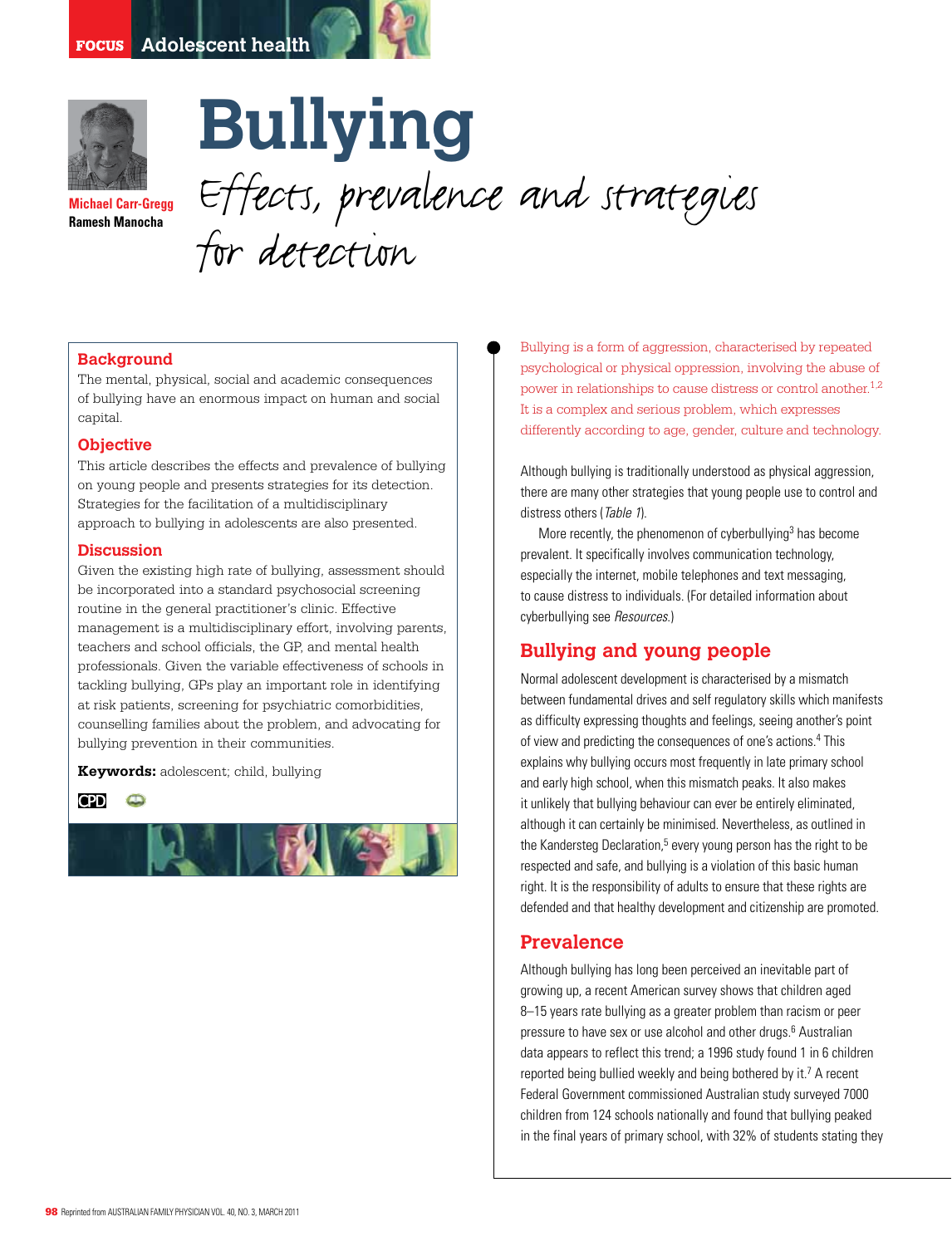# Bullying

## Effects, prevalence and strategies for detection

**Michael Carr-Gregg**
**Ramesh Manocha**

### Background

The mental, physical, social and academic consequences of bullying have an enormous impact on human and social capital.

### Objective

This article describes the effects and prevalence of bullying on young people and presents strategies for its detection. Strategies for the facilitation of a multidisciplinary approach to bullying in adolescents are also presented.

### Discussion

Given the existing high rate of bullying, assessment should be incorporated into a standard psychosocial screening routine in the general practitioner's clinic. Effective management is a multidisciplinary effort, involving parents, teachers and school officials, the GP, and mental health professionals. Given the variable effectiveness of schools in tackling bullying, GPs play an important role in identifying at risk patients, screening for psychiatric comorbidities, counselling families about the problem, and advocating for bullying prevention in their communities.

**Keywords:** adolescent; child, bullying

Bullying is a form of aggression, characterised by repeated psychological or physical oppression, involving the abuse of power in relationships to cause distress or control another.[1,2] It is a complex and serious problem, which expresses differently according to age, gender, culture and technology.

Although bullying is traditionally understood as physical aggression, there are many other strategies that young people use to control and distress others (*Table 1*).

More recently, the phenomenon of cyberbullying[3] has become prevalent. It specifically involves communication technology, especially the internet, mobile telephones and text messaging, to cause distress to individuals. (For detailed information about cyberbullying see *Resources*.)

## Bullying and young people

Normal adolescent development is characterised by a mismatch between fundamental drives and self regulatory skills which manifests as difficulty expressing thoughts and feelings, seeing another's point of view and predicting the consequences of one's actions.[4] This explains why bullying occurs most frequently in late primary school and early high school, when this mismatch peaks. It also makes it unlikely that bullying behaviour can ever be entirely eliminated, although it can certainly be minimised. Nevertheless, as outlined in the Kandersteg Declaration,[5] every young person has the right to be respected and safe, and bullying is a violation of this basic human right. It is the responsibility of adults to ensure that these rights are defended and that healthy development and citizenship are promoted.

## Prevalence

Although bullying has long been perceived an inevitable part of growing up, a recent American survey shows that children aged 8–15 years rate bullying as a greater problem than racism or peer pressure to have sex or use alcohol and other drugs.[6] Australian data appears to reflect this trend; a 1996 study found 1 in 6 children reported being bullied weekly and being bothered by it.[7] A recent Federal Government commissioned Australian study surveyed 7000 children from 124 schools nationally and found that bullying peaked in the final years of primary school, with 32% of students stating they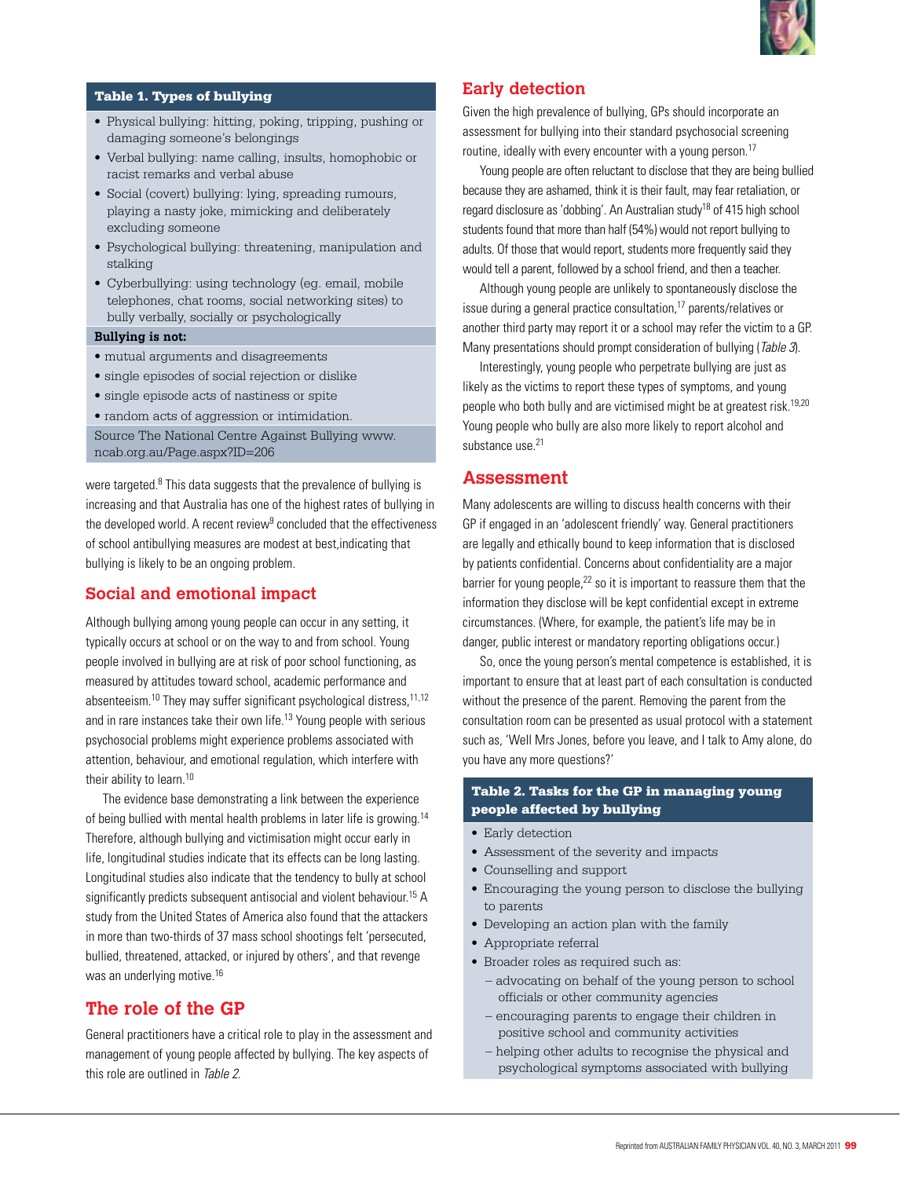**Table 1. Types of bullying**

- Physical bullying: hitting, poking, tripping, pushing or damaging someone's belongings
- Verbal bullying: name calling, insults, homophobic or racist remarks and verbal abuse
- Social (covert) bullying: lying, spreading rumours, playing a nasty joke, mimicking and deliberately excluding someone
- Psychological bullying: threatening, manipulation and stalking
- Cyberbullying: using technology (eg. email, mobile telephones, chat rooms, social networking sites) to bully verbally, socially or psychologically

**Bullying is not:**

- mutual arguments and disagreements
- single episodes of social rejection or dislike
- single episode acts of nastiness or spite
- random acts of aggression or intimidation.

Source The National Centre Against Bullying www.ncab.org.au/Page.aspx?ID=206

were targeted.[8] This data suggests that the prevalence of bullying is increasing and that Australia has one of the highest rates of bullying in the developed world. A recent review[9] concluded that the effectiveness of school antibullying measures are modest at best,indicating that bullying is likely to be an ongoing problem.

## Social and emotional impact

Although bullying among young people can occur in any setting, it typically occurs at school or on the way to and from school. Young people involved in bullying are at risk of poor school functioning, as measured by attitudes toward school, academic performance and absenteeism.[10] They may suffer significant psychological distress,[11,12] and in rare instances take their own life.[13] Young people with serious psychosocial problems might experience problems associated with attention, behaviour, and emotional regulation, which interfere with their ability to learn.[10]

The evidence base demonstrating a link between the experience of being bullied with mental health problems in later life is growing.[14] Therefore, although bullying and victimisation might occur early in life, longitudinal studies indicate that its effects can be long lasting. Longitudinal studies also indicate that the tendency to bully at school significantly predicts subsequent antisocial and violent behaviour.[15] A study from the United States of America also found that the attackers in more than two-thirds of 37 mass school shootings felt 'persecuted, bullied, threatened, attacked, or injured by others', and that revenge was an underlying motive.[16]

## The role of the GP

General practitioners have a critical role to play in the assessment and management of young people affected by bullying. The key aspects of this role are outlined in *Table 2*.

## Early detection

Given the high prevalence of bullying, GPs should incorporate an assessment for bullying into their standard psychosocial screening routine, ideally with every encounter with a young person.[17]

Young people are often reluctant to disclose that they are being bullied because they are ashamed, think it is their fault, may fear retaliation, or regard disclosure as 'dobbing'. An Australian study[18] of 415 high school students found that more than half (54%) would not report bullying to adults. Of those that would report, students more frequently said they would tell a parent, followed by a school friend, and then a teacher.

Although young people are unlikely to spontaneously disclose the issue during a general practice consultation,[17] parents/relatives or another third party may report it or a school may refer the victim to a GP. Many presentations should prompt consideration of bullying (*Table 3*).

Interestingly, young people who perpetrate bullying are just as likely as the victims to report these types of symptoms, and young people who both bully and are victimised might be at greatest risk.[19,20] Young people who bully are also more likely to report alcohol and substance use.[21]

## Assessment

Many adolescents are willing to discuss health concerns with their GP if engaged in an 'adolescent friendly' way. General practitioners are legally and ethically bound to keep information that is disclosed by patients confidential. Concerns about confidentiality are a major barrier for young people,[22] so it is important to reassure them that the information they disclose will be kept confidential except in extreme circumstances. (Where, for example, the patient's life may be in danger, public interest or mandatory reporting obligations occur.)

So, once the young person's mental competence is established, it is important to ensure that at least part of each consultation is conducted without the presence of the parent. Removing the parent from the consultation room can be presented as usual protocol with a statement such as, 'Well Mrs Jones, before you leave, and I talk to Amy alone, do you have any more questions?'

**Table 2. Tasks for the GP in managing young people affected by bullying**

- Early detection
- Assessment of the severity and impacts
- Counselling and support
- Encouraging the young person to disclose the bullying to parents
- Developing an action plan with the family
- Appropriate referral
- Broader roles as required such as:
  - advocating on behalf of the young person to school officials or other community agencies
  - encouraging parents to engage their children in positive school and community activities
  - helping other adults to recognise the physical and psychological symptoms associated with bullying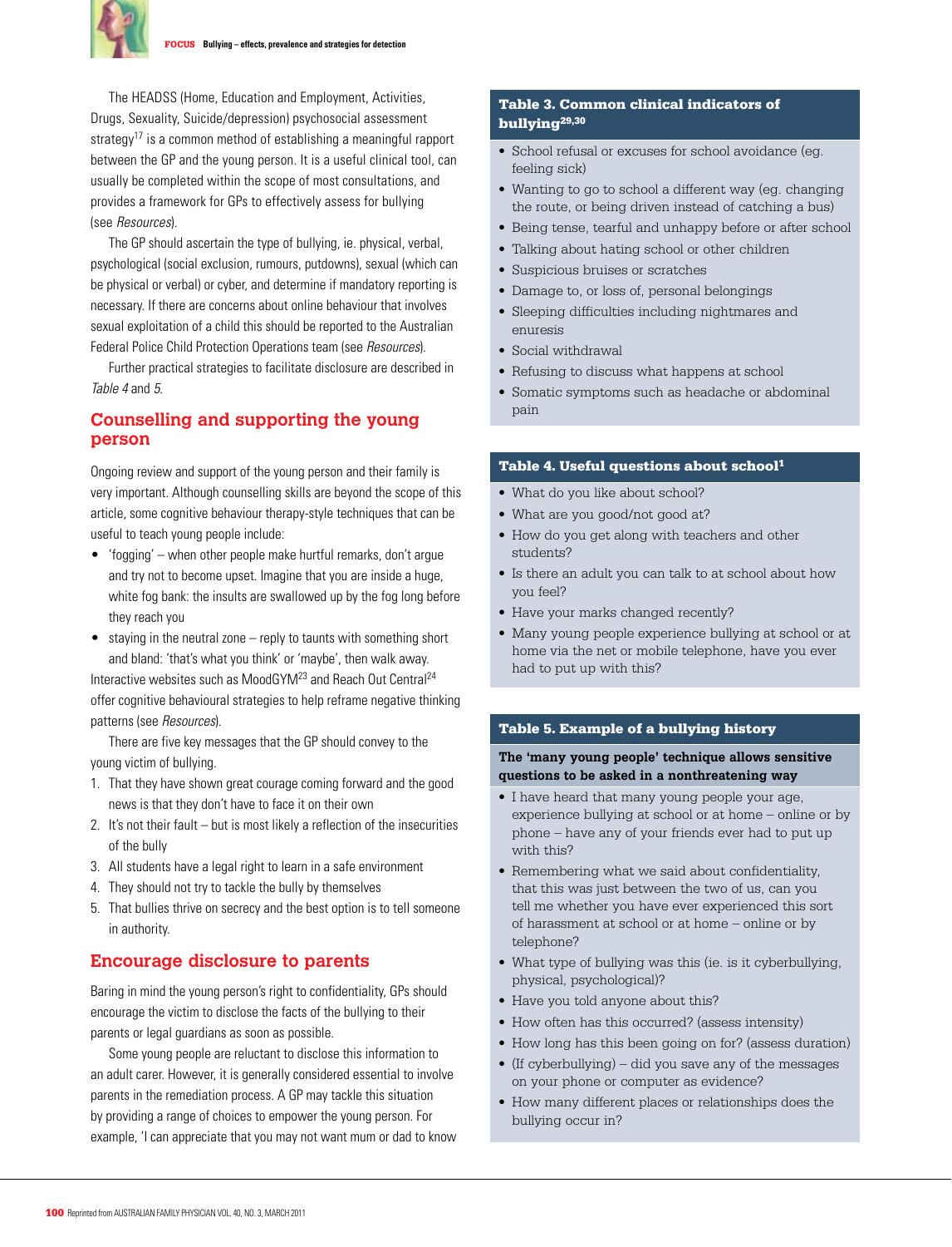The HEADSS (Home, Education and Employment, Activities, Drugs, Sexuality, Suicide/depression) psychosocial assessment strategy[17] is a common method of establishing a meaningful rapport between the GP and the young person. It is a useful clinical tool, can usually be completed within the scope of most consultations, and provides a framework for GPs to effectively assess for bullying (see *Resources*).

The GP should ascertain the type of bullying, ie. physical, verbal, psychological (social exclusion, rumours, putdowns), sexual (which can be physical or verbal) or cyber, and determine if mandatory reporting is necessary. If there are concerns about online behaviour that involves sexual exploitation of a child this should be reported to the Australian Federal Police Child Protection Operations team (see *Resources*).

Further practical strategies to facilitate disclosure are described in *Table 4* and *5*.

## Counselling and supporting the young person

Ongoing review and support of the young person and their family is very important. Although counselling skills are beyond the scope of this article, some cognitive behaviour therapy-style techniques that can be useful to teach young people include:

- 'fogging' – when other people make hurtful remarks, don't argue and try not to become upset. Imagine that you are inside a huge, white fog bank: the insults are swallowed up by the fog long before they reach you
- staying in the neutral zone – reply to taunts with something short and bland: 'that's what you think' or 'maybe', then walk away.

Interactive websites such as MoodGYM[23] and Reach Out Central[24] offer cognitive behavioural strategies to help reframe negative thinking patterns (see *Resources*).

There are five key messages that the GP should convey to the young victim of bullying.

1. That they have shown great courage coming forward and the good news is that they don't have to face it on their own
2. It's not their fault – but is most likely a reflection of the insecurities of the bully
3. All students have a legal right to learn in a safe environment
4. They should not try to tackle the bully by themselves
5. That bullies thrive on secrecy and the best option is to tell someone in authority.

## Encourage disclosure to parents

Baring in mind the young person's right to confidentiality, GPs should encourage the victim to disclose the facts of the bullying to their parents or legal guardians as soon as possible.

Some young people are reluctant to disclose this information to an adult carer. However, it is generally considered essential to involve parents in the remediation process. A GP may tackle this situation by providing a range of choices to empower the young person. For example, 'I can appreciate that you may not want mum or dad to know

### Table 3. Common clinical indicators of bullying[29,30]

- School refusal or excuses for school avoidance (eg. feeling sick)
- Wanting to go to school a different way (eg. changing the route, or being driven instead of catching a bus)
- Being tense, tearful and unhappy before or after school
- Talking about hating school or other children
- Suspicious bruises or scratches
- Damage to, or loss of, personal belongings
- Sleeping difficulties including nightmares and enuresis
- Social withdrawal
- Refusing to discuss what happens at school
- Somatic symptoms such as headache or abdominal pain

### Table 4. Useful questions about school[1]

- What do you like about school?
- What are you good/not good at?
- How do you get along with teachers and other students?
- Is there an adult you can talk to at school about how you feel?
- Have your marks changed recently?
- Many young people experience bullying at school or at home via the net or mobile telephone, have you ever had to put up with this?

### Table 5. Example of a bullying history

**The 'many young people' technique allows sensitive questions to be asked in a nonthreatening way**

- I have heard that many young people your age, experience bullying at school or at home – online or by phone – have any of your friends ever had to put up with this?
- Remembering what we said about confidentiality, that this was just between the two of us, can you tell me whether you have ever experienced this sort of harassment at school or at home – online or by telephone?
- What type of bullying was this (ie. is it cyberbullying, physical, psychological)?
- Have you told anyone about this?
- How often has this occurred? (assess intensity)
- How long has this been going on for? (assess duration)
- (If cyberbullying) – did you save any of the messages on your phone or computer as evidence?
- How many different places or relationships does the bullying occur in?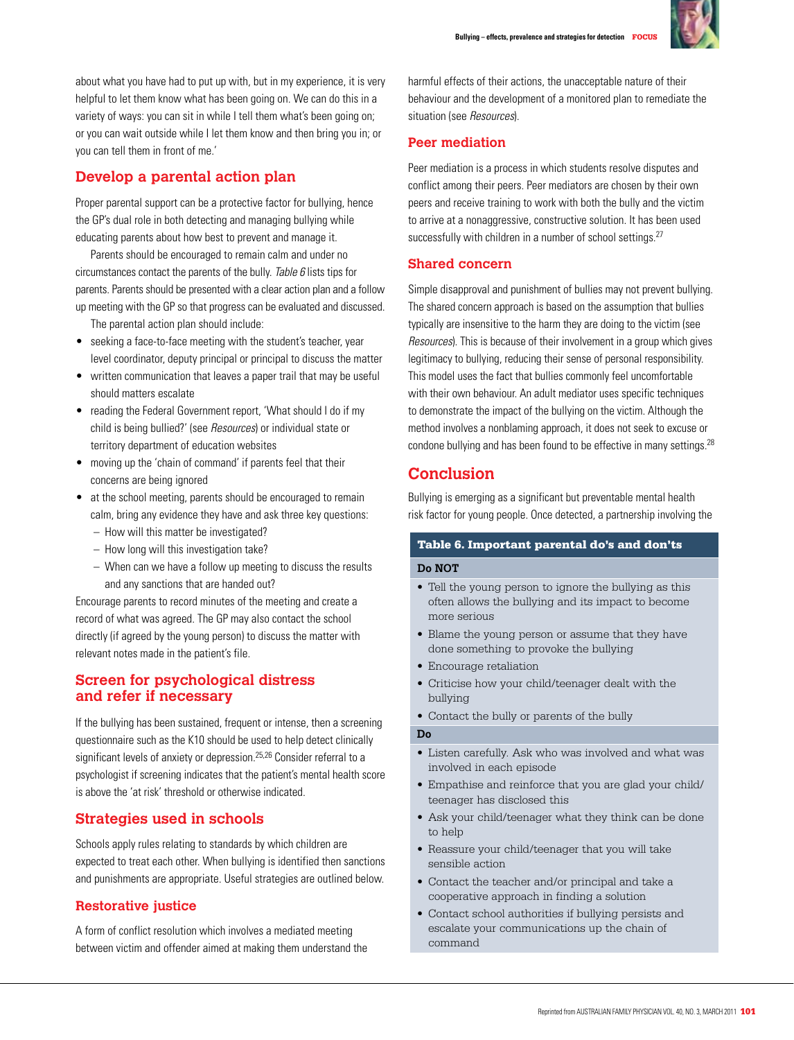about what you have had to put up with, but in my experience, it is very helpful to let them know what has been going on. We can do this in a variety of ways: you can sit in while I tell them what's been going on; or you can wait outside while I let them know and then bring you in; or you can tell them in front of me.'

## Develop a parental action plan

Proper parental support can be a protective factor for bullying, hence the GP's dual role in both detecting and managing bullying while educating parents about how best to prevent and manage it.

Parents should be encouraged to remain calm and under no circumstances contact the parents of the bully. *Table 6* lists tips for parents. Parents should be presented with a clear action plan and a follow up meeting with the GP so that progress can be evaluated and discussed.

The parental action plan should include:

- seeking a face-to-face meeting with the student's teacher, year level coordinator, deputy principal or principal to discuss the matter
- written communication that leaves a paper trail that may be useful should matters escalate
- reading the Federal Government report, 'What should I do if my child is being bullied?' (see *Resources*) or individual state or territory department of education websites
- moving up the 'chain of command' if parents feel that their concerns are being ignored
- at the school meeting, parents should be encouraged to remain calm, bring any evidence they have and ask three key questions:
  - How will this matter be investigated?
  - How long will this investigation take?
  - When can we have a follow up meeting to discuss the results and any sanctions that are handed out?

Encourage parents to record minutes of the meeting and create a record of what was agreed. The GP may also contact the school directly (if agreed by the young person) to discuss the matter with relevant notes made in the patient's file.

## Screen for psychological distress and refer if necessary

If the bullying has been sustained, frequent or intense, then a screening questionnaire such as the K10 should be used to help detect clinically significant levels of anxiety or depression.[25,26] Consider referral to a psychologist if screening indicates that the patient's mental health score is above the 'at risk' threshold or otherwise indicated.

## Strategies used in schools

Schools apply rules relating to standards by which children are expected to treat each other. When bullying is identified then sanctions and punishments are appropriate. Useful strategies are outlined below.

### Restorative justice

A form of conflict resolution which involves a mediated meeting between victim and offender aimed at making them understand the harmful effects of their actions, the unacceptable nature of their behaviour and the development of a monitored plan to remediate the situation (see *Resources*).

### Peer mediation

Peer mediation is a process in which students resolve disputes and conflict among their peers. Peer mediators are chosen by their own peers and receive training to work with both the bully and the victim to arrive at a nonaggressive, constructive solution. It has been used successfully with children in a number of school settings.[27]

### Shared concern

Simple disapproval and punishment of bullies may not prevent bullying. The shared concern approach is based on the assumption that bullies typically are insensitive to the harm they are doing to the victim (see *Resources*). This is because of their involvement in a group which gives legitimacy to bullying, reducing their sense of personal responsibility. This model uses the fact that bullies commonly feel uncomfortable with their own behaviour. An adult mediator uses specific techniques to demonstrate the impact of the bullying on the victim. Although the method involves a nonblaming approach, it does not seek to excuse or condone bullying and has been found to be effective in many settings.[28]

## Conclusion

Bullying is emerging as a significant but preventable mental health risk factor for young people. Once detected, a partnership involving the

**Table 6. Important parental do's and don'ts**

| |
|---|
| **Do NOT** |
| • Tell the young person to ignore the bullying as this often allows the bullying and its impact to become more serious |
| • Blame the young person or assume that they have done something to provoke the bullying |
| • Encourage retaliation |
| • Criticise how your child/teenager dealt with the bullying |
| • Contact the bully or parents of the bully |
| **Do** |
| • Listen carefully. Ask who was involved and what was involved in each episode |
| • Empathise and reinforce that you are glad your child/teenager has disclosed this |
| • Ask your child/teenager what they think can be done to help |
| • Reassure your child/teenager that you will take sensible action |
| • Contact the teacher and/or principal and take a cooperative approach in finding a solution |
| • Contact school authorities if bullying persists and escalate your communications up the chain of command |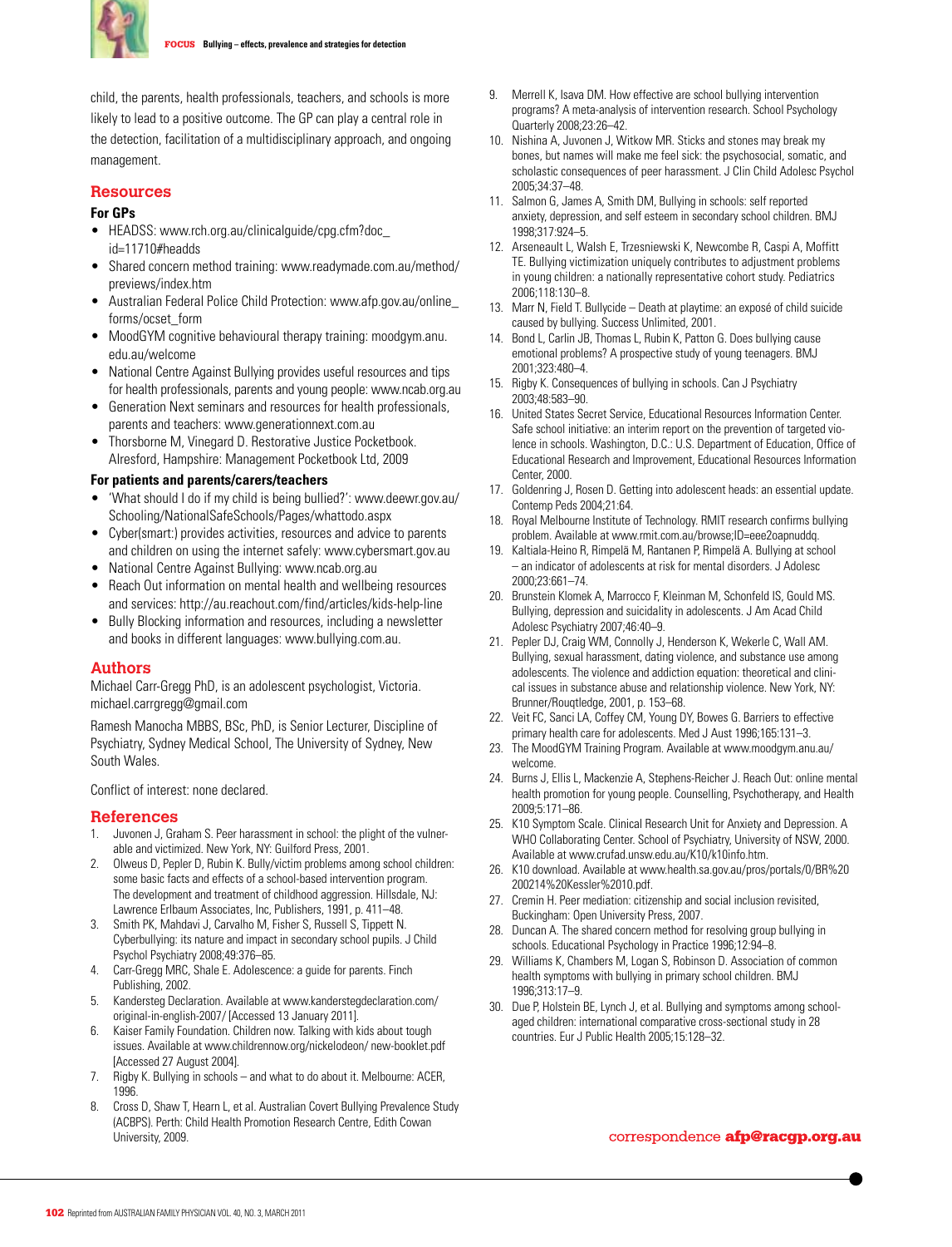child, the parents, health professionals, teachers, and schools is more likely to lead to a positive outcome. The GP can play a central role in the detection, facilitation of a multidisciplinary approach, and ongoing management.

## Resources

### For GPs

- HEADSS: www.rch.org.au/clinicalguide/cpg.cfm?doc_id=11710#headds
- Shared concern method training: www.readymade.com.au/method/previews/index.htm
- Australian Federal Police Child Protection: www.afp.gov.au/online_forms/ocset_form
- MoodGYM cognitive behavioural therapy training: moodgym.anu.edu.au/welcome
- National Centre Against Bullying provides useful resources and tips for health professionals, parents and young people: www.ncab.org.au
- Generation Next seminars and resources for health professionals, parents and teachers: www.generationnext.com.au
- Thorsborne M, Vinegard D. Restorative Justice Pocketbook. Alresford, Hampshire: Management Pocketbook Ltd, 2009

### For patients and parents/carers/teachers

- 'What should I do if my child is being bullied?': www.deewr.gov.au/Schooling/NationalSafeSchools/Pages/whattodo.aspx
- Cyber(smart:) provides activities, resources and advice to parents and children on using the internet safely: www.cybersmart.gov.au
- National Centre Against Bullying: www.ncab.org.au
- Reach Out information on mental health and wellbeing resources and services: http://au.reachout.com/find/articles/kids-help-line
- Bully Blocking information and resources, including a newsletter and books in different languages: www.bullying.com.au.

## Authors

Michael Carr-Gregg PhD, is an adolescent psychologist, Victoria. michael.carrgregg@gmail.com

Ramesh Manocha MBBS, BSc, PhD, is Senior Lecturer, Discipline of Psychiatry, Sydney Medical School, The University of Sydney, New South Wales.

Conflict of interest: none declared.

## References

1. Juvonen J, Graham S. Peer harassment in school: the plight of the vulnerable and victimized. New York, NY: Guilford Press, 2001.
2. Olweus D, Pepler D, Rubin K. Bully/victim problems among school children: some basic facts and effects of a school-based intervention program. The development and treatment of childhood aggression. Hillsdale, NJ: Lawrence Erlbaum Associates, Inc, Publishers, 1991, p. 411–48.
3. Smith PK, Mahdavi J, Carvalho M, Fisher S, Russell S, Tippett N. Cyberbullying: its nature and impact in secondary school pupils. J Child Psychol Psychiatry 2008;49:376–85.
4. Carr-Gregg MRC, Shale E. Adolescence: a guide for parents. Finch Publishing, 2002.
5. Kandersteg Declaration. Available at www.kanderstegdeclaration.com/original-in-english-2007/ [Accessed 13 January 2011].
6. Kaiser Family Foundation. Children now. Talking with kids about tough issues. Available at www.childrennow.org/nickelodeon/ new-booklet.pdf [Accessed 27 August 2004].
7. Rigby K. Bullying in schools – and what to do about it. Melbourne: ACER, 1996.
8. Cross D, Shaw T, Hearn L, et al. Australian Covert Bullying Prevalence Study (ACBPS). Perth: Child Health Promotion Research Centre, Edith Cowan University, 2009.
9. Merrell K, Isava DM. How effective are school bullying intervention programs? A meta-analysis of intervention research. School Psychology Quarterly 2008;23:26–42.
10. Nishina A, Juvonen J, Witkow MR. Sticks and stones may break my bones, but names will make me feel sick: the psychosocial, somatic, and scholastic consequences of peer harassment. J Clin Child Adolesc Psychol 2005;34:37–48.
11. Salmon G, James A, Smith DM, Bullying in schools: self reported anxiety, depression, and self esteem in secondary school children. BMJ 1998;317:924–5.
12. Arseneault L, Walsh E, Trzesniewski K, Newcombe R, Caspi A, Moffitt TE. Bullying victimization uniquely contributes to adjustment problems in young children: a nationally representative cohort study. Pediatrics 2006;118:130–8.
13. Marr N, Field T. Bullycide – Death at playtime: an exposé of child suicide caused by bullying. Success Unlimited, 2001.
14. Bond L, Carlin JB, Thomas L, Rubin K, Patton G. Does bullying cause emotional problems? A prospective study of young teenagers. BMJ 2001;323:480–4.
15. Rigby K. Consequences of bullying in schools. Can J Psychiatry 2003;48:583–90.
16. United States Secret Service, Educational Resources Information Center. Safe school initiative: an interim report on the prevention of targeted violence in schools. Washington, D.C.: U.S. Department of Education, Office of Educational Research and Improvement, Educational Resources Information Center, 2000.
17. Goldenring J, Rosen D. Getting into adolescent heads: an essential update. Contemp Peds 2004;21:64.
18. Royal Melbourne Institute of Technology. RMIT research confirms bullying problem. Available at www.rmit.com.au/browse;ID=eee2oapnuddq.
19. Kaltiala-Heino R, Rimpelä M, Rantanen P, Rimpelä A. Bullying at school – an indicator of adolescents at risk for mental disorders. J Adolesc 2000;23:661–74.
20. Brunstein Klomek A, Marrocco F, Kleinman M, Schonfeld IS, Gould MS. Bullying, depression and suicidality in adolescents. J Am Acad Child Adolesc Psychiatry 2007;46:40–9.
21. Pepler DJ, Craig WM, Connolly J, Henderson K, Wekerle C, Wall AM. Bullying, sexual harassment, dating violence, and substance use among adolescents. The violence and addiction equation: theoretical and clinical issues in substance abuse and relationship violence. New York, NY: Brunner/Rouqtledge, 2001, p. 153–68.
22. Veit FC, Sanci LA, Coffey CM, Young DY, Bowes G. Barriers to effective primary health care for adolescents. Med J Aust 1996;165:131–3.
23. The MoodGYM Training Program. Available at www.moodgym.anu.edu.au/welcome.
24. Burns J, Ellis L, Mackenzie A, Stephens-Reicher J. Reach Out: online mental health promotion for young people. Counselling, Psychotherapy, and Health 2009;5:171–86.
25. K10 Symptom Scale. Clinical Research Unit for Anxiety and Depression. A WHO Collaborating Center. School of Psychiatry, University of NSW, 2000. Available at www.crufad.unsw.edu.au/K10/k10info.htm.
26. K10 download. Available at www.health.sa.gov.au/pros/portals/0/BR%20200214%20Kessler%2010.pdf.
27. Cremin H. Peer mediation: citizenship and social inclusion revisited, Buckingham: Open University Press, 2007.
28. Duncan A. The shared concern method for resolving group bullying in schools. Educational Psychology in Practice 1996;12:94–8.
29. Williams K, Chambers M, Logan S, Robinson D. Association of common health symptoms with bullying in primary school children. BMJ 1996;313:17–9.
30. Due P, Holstein BE, Lynch J, et al. Bullying and symptoms among school-aged children: international comparative cross-sectional study in 28 countries. Eur J Public Health 2005;15:128–32.

correspondence **afp@racgp.org.au**